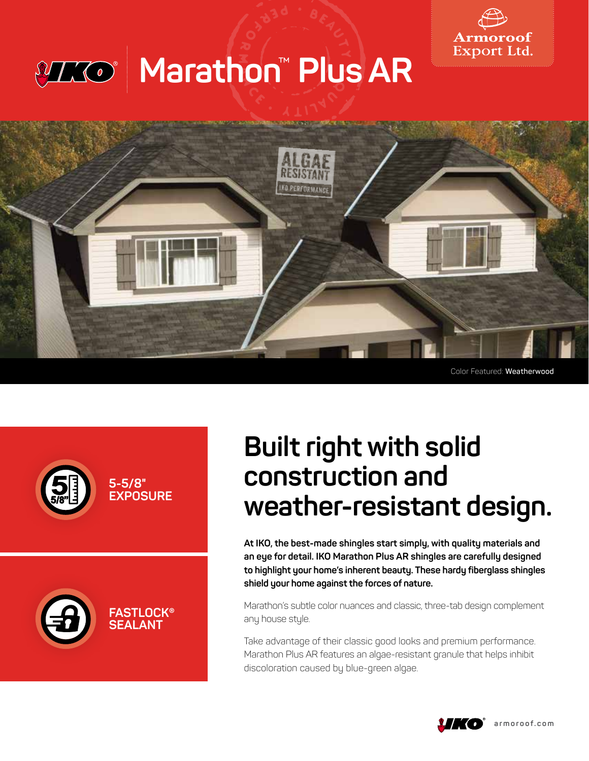# IKO Marathon™ Plus AR

Armoroof Export Ltd.

Color Featured: **Weatherwood**

**5-5/8" EXPOSURE**

**FASTLOCK® SEALANT**

## Built right with solid construction and weather-resistant design.

**At IKO, the best-made shingles start simply, with quality materials and an eye for detail. IKO Marathon Plus AR shingles are carefully designed to highlight your home's inherent beauty. These hardy fiberglass shingles shield your home against the forces of nature.**

Marathon's subtle color nuances and classic, three-tab design complement any house style.

Take advantage of their classic good looks and premium performance. Marathon Plus AR features an algae-resistant granule that helps inhibit discoloration caused by blue-green algae.

IKO armoroof.com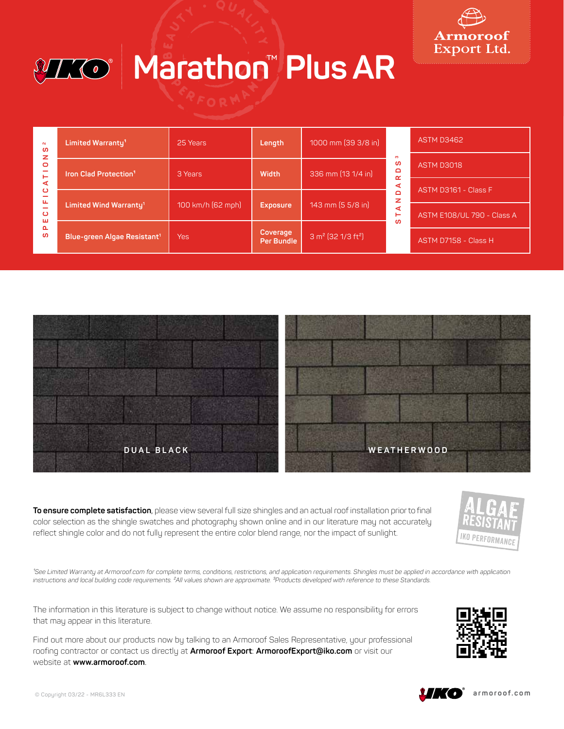Armoroof Export Ltd.

# Marathon™ Plus AR

| SPECIFICATIONS[2] | | | | STANDARDS[3] |
|---|---|---|---|---|
| **Limited Warranty[1]** | 25 Years | **Length** | 1000 mm (39 3/8 in) | ASTM D3462 |
| **Iron Clad Protection[1]** | 3 Years | **Width** | 336 mm (13 1/4 in) | ASTM D3018 |
| **Limited Wind Warranty[1]** | 100 km/h (62 mph) | **Exposure** | 143 mm (5 5/8 in) | ASTM D3161 - Class F |
| **Blue-green Algae Resistant[1]** | Yes | **Coverage Per Bundle** | 3 m² (32 1/3 ft²) | ASTM E108/UL 790 - Class A |
| | | | | ASTM D7158 - Class H |

DUAL BLACK

WEATHERWOOD

**To ensure complete satisfaction**, please view several full size shingles and an actual roof installation prior to final color selection as the shingle swatches and photography shown online and in our literature may not accurately reflect shingle color and do not fully represent the entire color blend range, nor the impact of sunlight.

ALGAE RESISTANT IKO PERFORMANCE

*[1]See Limited Warranty at Armoroof.com for complete terms, conditions, restrictions, and application requirements. Shingles must be applied in accordance with application instructions and local building code requirements. [2]All values shown are approximate. [3]Products developed with reference to these Standards.*

The information in this literature is subject to change without notice. We assume no responsibility for errors that may appear in this literature.

Find out more about our products now by talking to an Armoroof Sales Representative, your professional roofing contractor or contact us directly at **Armoroof Export**: **ArmoroofExport@iko.com** or visit our website at **www.armoroof.com**.

© Copyright 03/22 - MR6L333 EN

armoroof.com